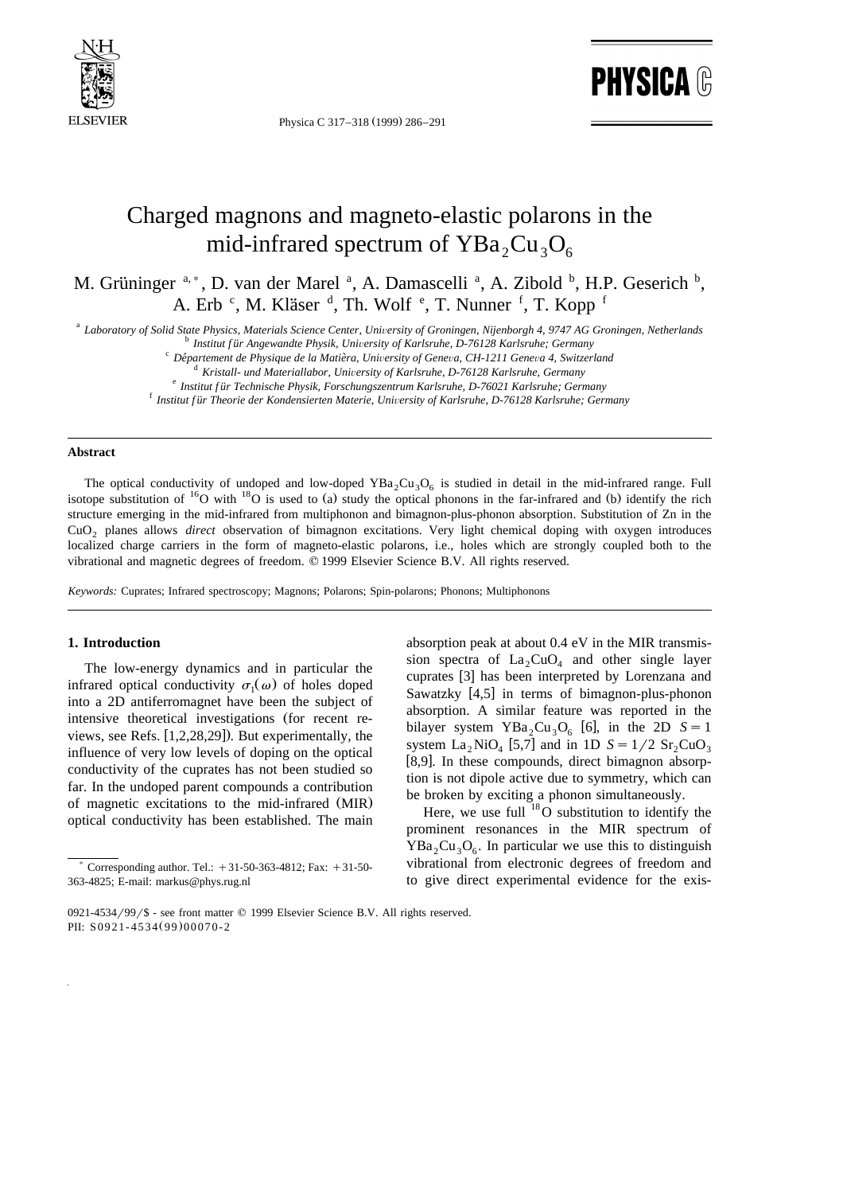# Charged magnons and magneto-elastic polarons in the mid-infrared spectrum of $YBa_2Cu_3O_6$

M. Grüninger [a,*], D. van der Marel [a], A. Damascelli [a], A. Zibold [b], H.P. Geserich [b], A. Erb [c], M. Kläser [d], Th. Wolf [e], T. Nunner [f], T. Kopp [f]

[a] *Laboratory of Solid State Physics, Materials Science Center, University of Groningen, Nijenborgh 4, 9747 AG Groningen, Netherlands*
[b] *Institut für Angewandte Physik, University of Karlsruhe, D-76128 Karlsruhe; Germany*
[c] *Département de Physique de la Matièra, University of Geneva, CH-1211 Geneva 4, Switzerland*
[d] *Kristall- und Materiallabor, University of Karlsruhe, D-76128 Karlsruhe, Germany*
[e] *Institut für Technische Physik, Forschungszentrum Karlsruhe, D-76021 Karlsruhe; Germany*
[f] *Institut für Theorie der Kondensierten Materie, University of Karlsruhe, D-76128 Karlsruhe; Germany*

### Abstract

The optical conductivity of undoped and low-doped $YBa_2Cu_3O_6$ is studied in detail in the mid-infrared range. Full isotope substitution of $^{16}O$ with $^{18}O$ is used to (a) study the optical phonons in the far-infrared and (b) identify the rich structure emerging in the mid-infrared from multiphonon and bimagnon-plus-phonon absorption. Substitution of Zn in the $CuO_2$ planes allows *direct* observation of bimagnon excitations. Very light chemical doping with oxygen introduces localized charge carriers in the form of magneto-elastic polarons, i.e., holes which are strongly coupled both to the vibrational and magnetic degrees of freedom. © 1999 Elsevier Science B.V. All rights reserved.

*Keywords:* Cuprates; Infrared spectroscopy; Magnons; Polarons; Spin-polarons; Phonons; Multiphonons

## 1. Introduction

The low-energy dynamics and in particular the infrared optical conductivity $\sigma_1(\omega)$ of holes doped into a 2D antiferromagnet have been the subject of intensive theoretical investigations (for recent reviews, see Refs. [1,2,28,29]). But experimentally, the influence of very low levels of doping on the optical conductivity of the cuprates has not been studied so far. In the undoped parent compounds a contribution of magnetic excitations to the mid-infrared (MIR) optical conductivity has been established. The main absorption peak at about 0.4 eV in the MIR transmission spectra of $La_2CuO_4$ and other single layer cuprates [3] has been interpreted by Lorenzana and Sawatzky [4,5] in terms of bimagnon-plus-phonon absorption. A similar feature was reported in the bilayer system $YBa_2Cu_3O_6$ [6], in the 2D $S = 1$ system $La_2NiO_4$ [5,7] and in 1D $S = 1/2$ $Sr_2CuO_3$ [8,9]. In these compounds, direct bimagnon absorption is not dipole active due to symmetry, which can be broken by exciting a phonon simultaneously.

Here, we use full $^{18}O$ substitution to identify the prominent resonances in the MIR spectrum of $YBa_2Cu_3O_6$. In particular we use this to distinguish vibrational from electronic degrees of freedom and to give direct experimental evidence for the exis-

---

* Corresponding author. Tel.: +31-50-363-4812; Fax: +31-50-363-4825; E-mail: markus@phys.rug.nl

0921-4534/99/$ - see front matter © 1999 Elsevier Science B.V. All rights reserved.
PII: S0921-4534(99)00070-2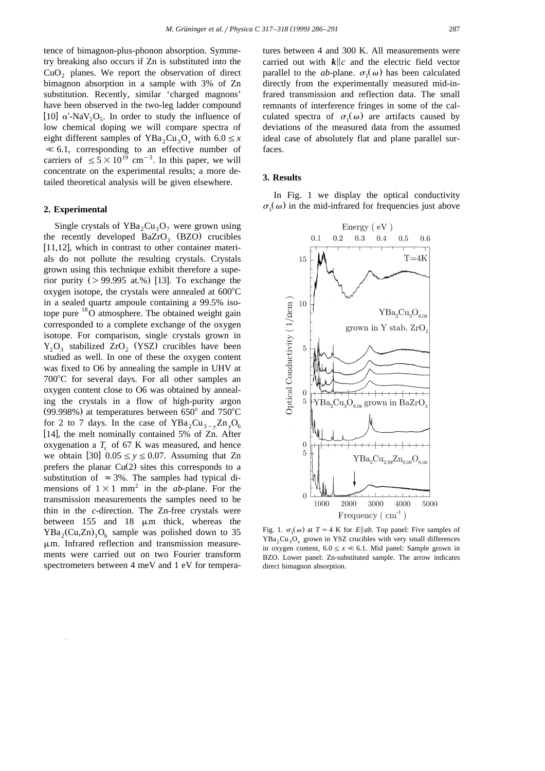tence of bimagnon-plus-phonon absorption. Symmetry breaking also occurs if Zn is substituted into the $CuO_2$ planes. We report the observation of direct bimagnon absorption in a sample with 3% of Zn substitution. Recently, similar 'charged magnons' have been observed in the two-leg ladder compound [10] $\alpha'$-$NaV_2O_5$. In order to study the influence of low chemical doping we will compare spectra of eight different samples of $YBa_2Cu_3O_x$ with $6.0 \leq x \ll 6.1$, corresponding to an effective number of carriers of $\leq 5 \times 10^{19}$ $cm^{-3}$. In this paper, we will concentrate on the experimental results; a more detailed theoretical analysis will be given elsewhere.

## 2. Experimental

Single crystals of $YBa_2Cu_3O_7$ were grown using the recently developed $BaZrO_3$ (BZO) crucibles [11,12], which in contrast to other container materials do not pollute the resulting crystals. Crystals grown using this technique exhibit therefore a superior purity (> 99.995 at.%) [13]. To exchange the oxygen isotope, the crystals were annealed at 600°C in a sealed quartz ampoule containing a 99.5% isotope pure $^{18}O$ atmosphere. The obtained weight gain corresponded to a complete exchange of the oxygen isotope. For comparison, single crystals grown in $Y_2O_3$ stabilized $ZrO_2$ (YSZ) crucibles have been studied as well. In one of these the oxygen content was fixed to O6 by annealing the sample in UHV at 700°C for several days. For all other samples an oxygen content close to O6 was obtained by annealing the crystals in a flow of high-purity argon (99.998%) at temperatures between 650° and 750°C for 2 to 7 days. In the case of $YBa_2Cu_{3-y}Zn_yO_6$ [14], the melt nominally contained 5% of Zn. After oxygenation a $T_c$ of 67 K was measured, and hence we obtain [30] $0.05 \leq y \leq 0.07$. Assuming that Zn prefers the planar Cu(2) sites this corresponds to a substitution of $\approx 3\%$. The samples had typical dimensions of $1 \times 1$ $mm^2$ in the *ab*-plane. For the transmission measurements the samples need to be thin in the *c*-direction. The Zn-free crystals were between 155 and 18 μm thick, whereas the $YBa_2(Cu,Zn)_3O_6$ sample was polished down to 35 μm. Infrared reflection and transmission measurements were carried out on two Fourier transform spectrometers between 4 meV and 1 eV for temperatures between 4 and 300 K. All measurements were carried out with $\mathbf{k} \| c$ and the electric field vector parallel to the *ab*-plane. $\sigma_1(\omega)$ has been calculated directly from the experimentally measured mid-infrared transmission and reflection data. The small remnants of interference fringes in some of the calculated spectra of $\sigma_1(\omega)$ are artifacts caused by deviations of the measured data from the assumed ideal case of absolutely flat and plane parallel surfaces.

## 3. Results

In Fig. 1 we display the optical conductivity $\sigma_1(\omega)$ in the mid-infrared for frequencies just above

Fig. 1. $\sigma_1(\omega)$ at $T = 4$ K for $E \| ab$. Top panel: Five samples of $YBa_2Cu_3O_x$ grown in YSZ crucibles with very small differences in oxygen content, $6.0 \leq x \ll 6.1$. Mid panel: Sample grown in BZO. Lower panel: Zn-substituted sample. The arrow indicates direct bimagnon absorption.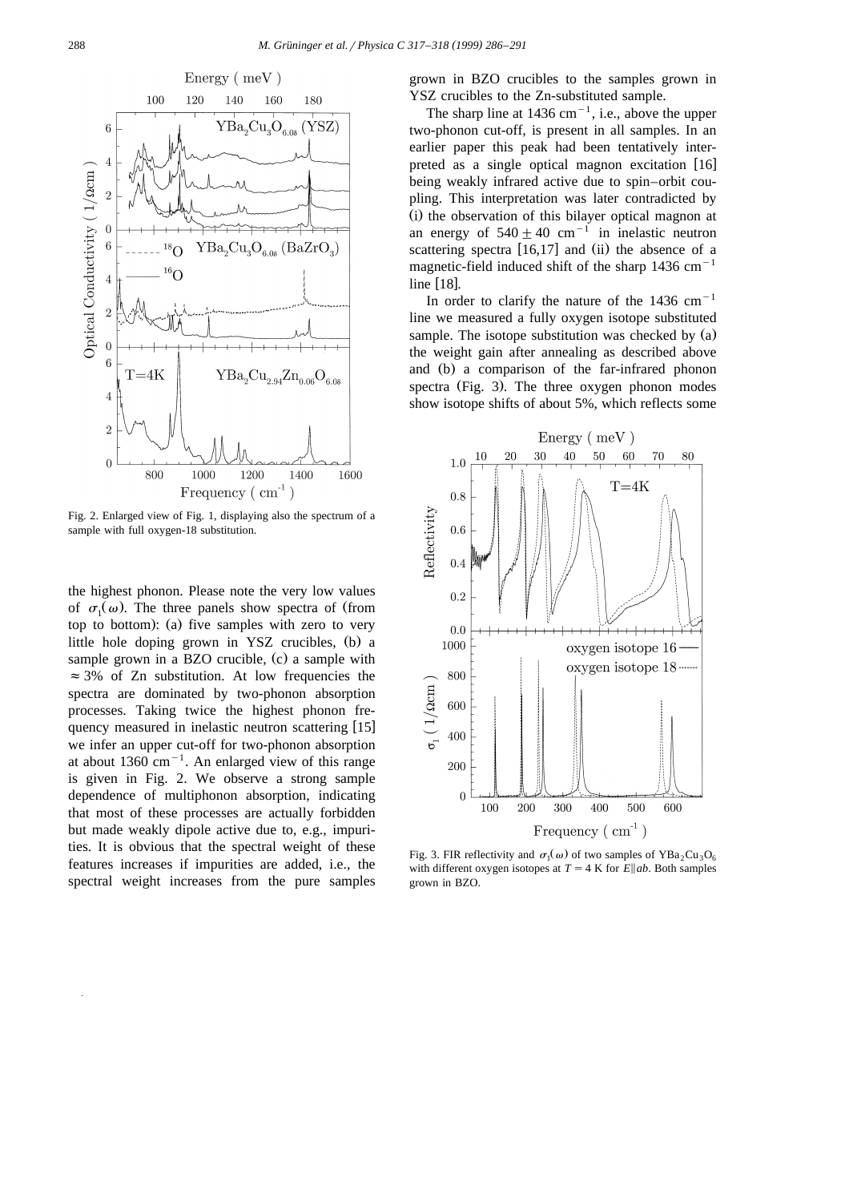Fig. 2. Enlarged view of Fig. 1, displaying also the spectrum of a sample with full oxygen-18 substitution.

the highest phonon. Please note the very low values of $\sigma_1(\omega)$. The three panels show spectra of (from top to bottom): (a) five samples with zero to very little hole doping grown in YSZ crucibles, (b) a sample grown in a BZO crucible, (c) a sample with $\approx 3\%$ of Zn substitution. At low frequencies the spectra are dominated by two-phonon absorption processes. Taking twice the highest phonon frequency measured in inelastic neutron scattering [15] we infer an upper cut-off for two-phonon absorption at about 1360 $cm^{-1}$. An enlarged view of this range is given in Fig. 2. We observe a strong sample dependence of multiphonon absorption, indicating that most of these processes are actually forbidden but made weakly dipole active due to, e.g., impurities. It is obvious that the spectral weight of these features increases if impurities are added, i.e., the spectral weight increases from the pure samples grown in BZO crucibles to the samples grown in YSZ crucibles to the Zn-substituted sample.

The sharp line at 1436 $cm^{-1}$, i.e., above the upper two-phonon cut-off, is present in all samples. In an earlier paper this peak had been tentatively interpreted as a single optical magnon excitation [16] being weakly infrared active due to spin–orbit coupling. This interpretation was later contradicted by (i) the observation of this bilayer optical magnon at an energy of $540 \pm 40$ $cm^{-1}$ in inelastic neutron scattering spectra [16,17] and (ii) the absence of a magnetic-field induced shift of the sharp 1436 $cm^{-1}$ line [18].

In order to clarify the nature of the 1436 $cm^{-1}$ line we measured a fully oxygen isotope substituted sample. The isotope substitution was checked by (a) the weight gain after annealing as described above and (b) a comparison of the far-infrared phonon spectra (Fig. 3). The three oxygen phonon modes show isotope shifts of about 5%, which reflects some

Fig. 3. FIR reflectivity and $\sigma_1(\omega)$ of two samples of $YBa_2Cu_3O_6$ with different oxygen isotopes at $T = 4$ K for $E \| ab$. Both samples grown in BZO.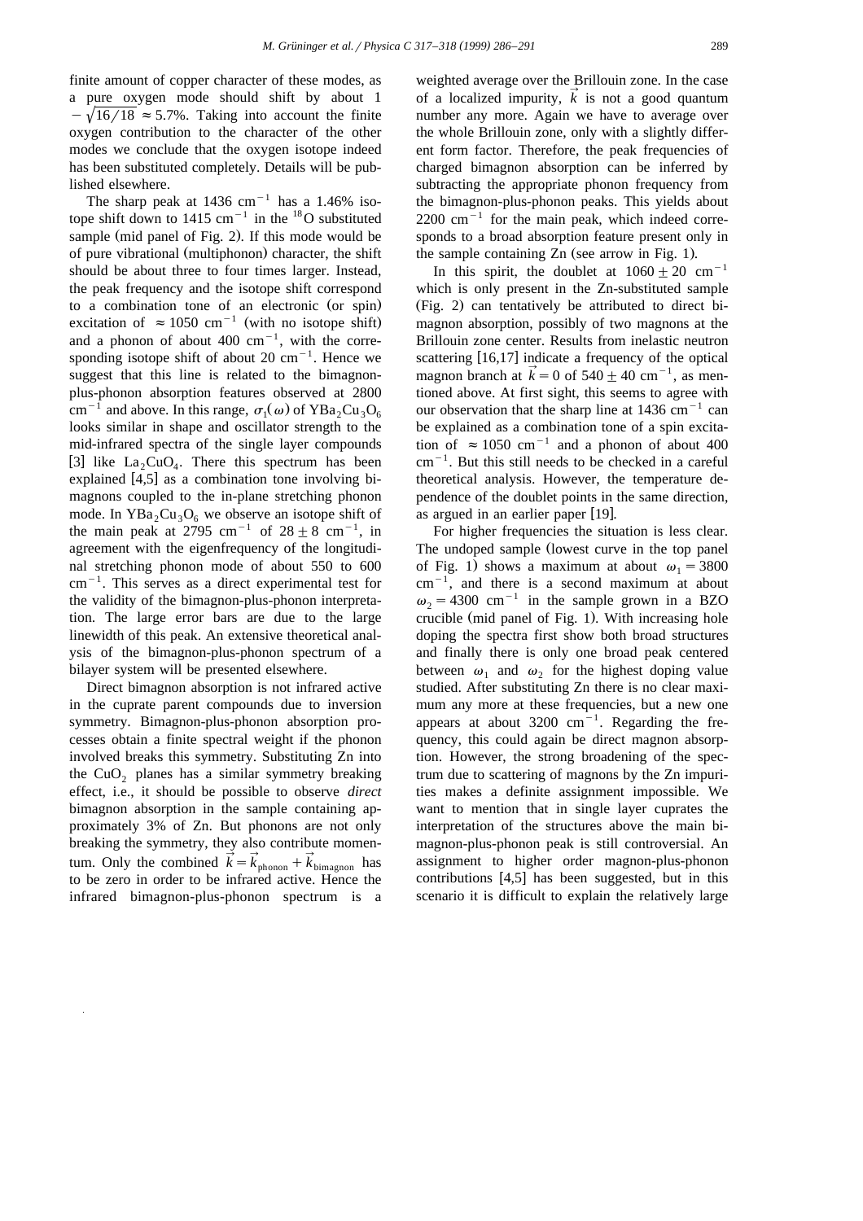finite amount of copper character of these modes, as a pure oxygen mode should shift by about $1 - \sqrt{16/18} \approx 5.7\%$. Taking into account the finite oxygen contribution to the character of the other modes we conclude that the oxygen isotope indeed has been substituted completely. Details will be published elsewhere.

The sharp peak at 1436 $\text{cm}^{-1}$ has a 1.46% isotope shift down to 1415 $\text{cm}^{-1}$ in the $^{18}O$ substituted sample (mid panel of Fig. 2). If this mode would be of pure vibrational (multiphonon) character, the shift should be about three to four times larger. Instead, the peak frequency and the isotope shift correspond to a combination tone of an electronic (or spin) excitation of $\approx 1050$ $\text{cm}^{-1}$ (with no isotope shift) and a phonon of about 400 $\text{cm}^{-1}$, with the corresponding isotope shift of about 20 $\text{cm}^{-1}$. Hence we suggest that this line is related to the bimagnon-plus-phonon absorption features observed at 2800 $\text{cm}^{-1}$ and above. In this range, $\sigma_1(\omega)$ of $YBa_2Cu_3O_6$ looks similar in shape and oscillator strength to the mid-infrared spectra of the single layer compounds [3] like $La_2CuO_4$. There this spectrum has been explained [4,5] as a combination tone involving bimagnons coupled to the in-plane stretching phonon mode. In $YBa_2Cu_3O_6$ we observe an isotope shift of the main peak at 2795 $\text{cm}^{-1}$ of $28 \pm 8$ $\text{cm}^{-1}$, in agreement with the eigenfrequency of the longitudinal stretching phonon mode of about 550 to 600 $\text{cm}^{-1}$. This serves as a direct experimental test for the validity of the bimagnon-plus-phonon interpretation. The large error bars are due to the large linewidth of this peak. An extensive theoretical analysis of the bimagnon-plus-phonon spectrum of a bilayer system will be presented elsewhere.

Direct bimagnon absorption is not infrared active in the cuprate parent compounds due to inversion symmetry. Bimagnon-plus-phonon absorption processes obtain a finite spectral weight if the phonon involved breaks this symmetry. Substituting Zn into the $CuO_2$ planes has a similar symmetry breaking effect, i.e., it should be possible to observe *direct* bimagnon absorption in the sample containing approximately 3% of Zn. But phonons are not only breaking the symmetry, they also contribute momentum. Only the combined $\vec{k} = \vec{k}_{\text{phonon}} + \vec{k}_{\text{bimagnon}}$ has to be zero in order to be infrared active. Hence the infrared bimagnon-plus-phonon spectrum is a weighted average over the Brillouin zone. In the case of a localized impurity, $\vec{k}$ is not a good quantum number any more. Again we have to average over the whole Brillouin zone, only with a slightly different form factor. Therefore, the peak frequencies of charged bimagnon absorption can be inferred by subtracting the appropriate phonon frequency from the bimagnon-plus-phonon peaks. This yields about 2200 $\text{cm}^{-1}$ for the main peak, which indeed corresponds to a broad absorption feature present only in the sample containing Zn (see arrow in Fig. 1).

In this spirit, the doublet at $1060 \pm 20$ $\text{cm}^{-1}$ which is only present in the Zn-substituted sample (Fig. 2) can tentatively be attributed to direct bimagnon absorption, possibly of two magnons at the Brillouin zone center. Results from inelastic neutron scattering [16,17] indicate a frequency of the optical magnon branch at $\vec{k} = 0$ of $540 \pm 40$ $\text{cm}^{-1}$, as mentioned above. At first sight, this seems to agree with our observation that the sharp line at 1436 $\text{cm}^{-1}$ can be explained as a combination tone of a spin excitation of $\approx 1050$ $\text{cm}^{-1}$ and a phonon of about 400 $\text{cm}^{-1}$. But this still needs to be checked in a careful theoretical analysis. However, the temperature dependence of the doublet points in the same direction, as argued in an earlier paper [19].

For higher frequencies the situation is less clear. The undoped sample (lowest curve in the top panel of Fig. 1) shows a maximum at about $\omega_1 = 3800$ $\text{cm}^{-1}$, and there is a second maximum at about $\omega_2 = 4300$ $\text{cm}^{-1}$ in the sample grown in a BZO crucible (mid panel of Fig. 1). With increasing hole doping the spectra first show both broad structures and finally there is only one broad peak centered between $\omega_1$ and $\omega_2$ for the highest doping value studied. After substituting Zn there is no clear maximum any more at these frequencies, but a new one appears at about 3200 $\text{cm}^{-1}$. Regarding the frequency, this could again be direct magnon absorption. However, the strong broadening of the spectrum due to scattering of magnons by the Zn impurities makes a definite assignment impossible. We want to mention that in single layer cuprates the interpretation of the structures above the main bimagnon-plus-phonon peak is still controversial. An assignment to higher order magnon-plus-phonon contributions [4,5] has been suggested, but in this scenario it is difficult to explain the relatively large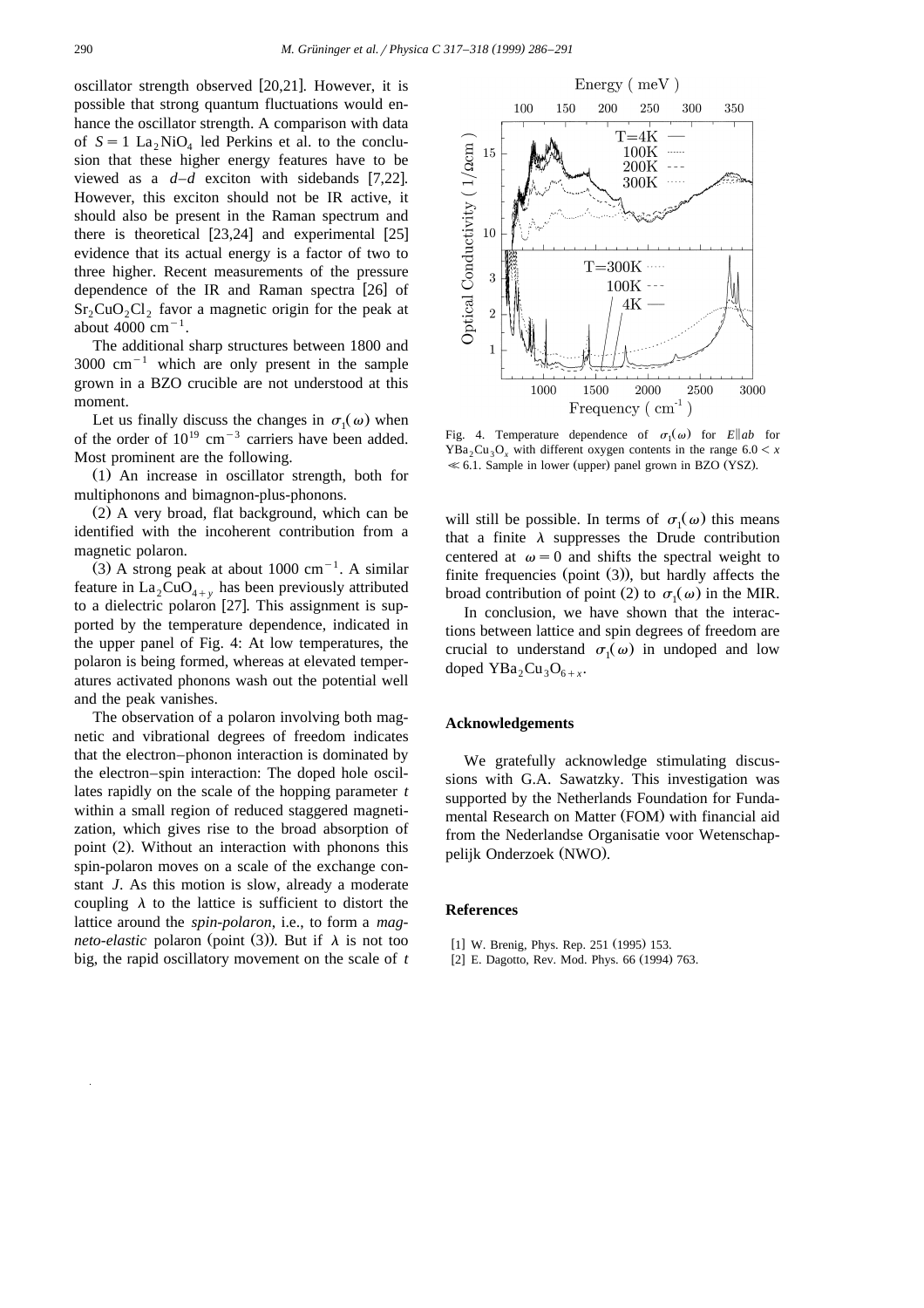oscillator strength observed [20,21]. However, it is possible that strong quantum fluctuations would enhance the oscillator strength. A comparison with data of $S=1$ $La_2NiO_4$ led Perkins et al. to the conclusion that these higher energy features have to be viewed as a $d$–$d$ exciton with sidebands [7,22]. However, this exciton should not be IR active, it should also be present in the Raman spectrum and there is theoretical [23,24] and experimental [25] evidence that its actual energy is a factor of two to three higher. Recent measurements of the pressure dependence of the IR and Raman spectra [26] of $Sr_2CuO_2Cl_2$ favor a magnetic origin for the peak at about 4000 $cm^{-1}$.

The additional sharp structures between 1800 and 3000 $cm^{-1}$ which are only present in the sample grown in a BZO crucible are not understood at this moment.

Let us finally discuss the changes in $\sigma_1(\omega)$ when of the order of $10^{19}$ $cm^{-3}$ carriers have been added. Most prominent are the following.

(1) An increase in oscillator strength, both for multiphonons and bimagnon-plus-phonons.

(2) A very broad, flat background, which can be identified with the incoherent contribution from a magnetic polaron.

(3) A strong peak at about 1000 $cm^{-1}$. A similar feature in $La_2CuO_{4+y}$ has been previously attributed to a dielectric polaron [27]. This assignment is supported by the temperature dependence, indicated in the upper panel of Fig. 4: At low temperatures, the polaron is being formed, whereas at elevated temperatures activated phonons wash out the potential well and the peak vanishes.

The observation of a polaron involving both magnetic and vibrational degrees of freedom indicates that the electron–phonon interaction is dominated by the electron–spin interaction: The doped hole oscillates rapidly on the scale of the hopping parameter $t$ within a small region of reduced staggered magnetization, which gives rise to the broad absorption of point (2). Without an interaction with phonons this spin-polaron moves on a scale of the exchange constant $J$. As this motion is slow, already a moderate coupling $\lambda$ to the lattice is sufficient to distort the lattice around the *spin-polaron*, i.e., to form a *magneto-elastic* polaron (point (3)). But if $\lambda$ is not too big, the rapid oscillatory movement on the scale of $t$ will still be possible. In terms of $\sigma_1(\omega)$ this means that a finite $\lambda$ suppresses the Drude contribution centered at $\omega=0$ and shifts the spectral weight to finite frequencies (point (3)), but hardly affects the broad contribution of point (2) to $\sigma_1(\omega)$ in the MIR.

Fig. 4. Temperature dependence of $\sigma_1(\omega)$ for $E \| ab$ for $YBa_2Cu_3O_x$ with different oxygen contents in the range $6.0 < x \ll 6.1$. Sample in lower (upper) panel grown in BZO (YSZ).

In conclusion, we have shown that the interactions between lattice and spin degrees of freedom are crucial to understand $\sigma_1(\omega)$ in undoped and low doped $YBa_2Cu_3O_{6+x}$.

## Acknowledgements

We gratefully acknowledge stimulating discussions with G.A. Sawatzky. This investigation was supported by the Netherlands Foundation for Fundamental Research on Matter (FOM) with financial aid from the Nederlandse Organisatie voor Wetenschappelijk Onderzoek (NWO).

## References

[1] W. Brenig, Phys. Rep. 251 (1995) 153.
[2] E. Dagotto, Rev. Mod. Phys. 66 (1994) 763.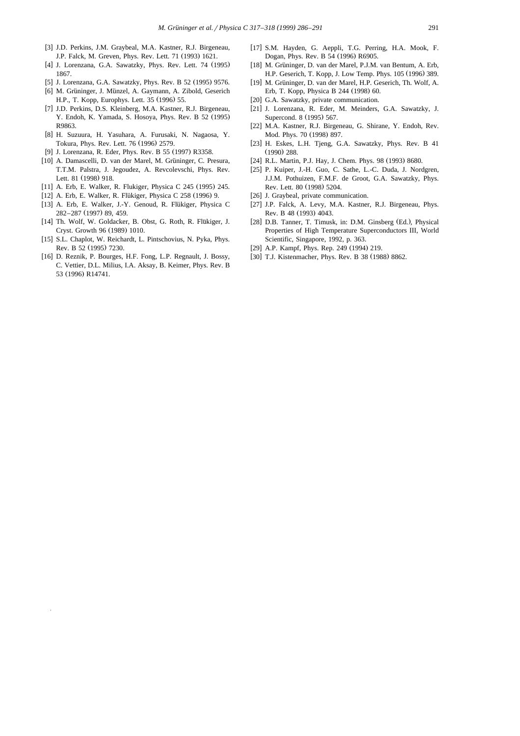[3] J.D. Perkins, J.M. Graybeal, M.A. Kastner, R.J. Birgeneau, J.P. Falck, M. Greven, Phys. Rev. Lett. 71 (1993) 1621.

[4] J. Lorenzana, G.A. Sawatzky, Phys. Rev. Lett. 74 (1995) 1867.

[5] J. Lorenzana, G.A. Sawatzky, Phys. Rev. B 52 (1995) 9576.

[6] M. Grüninger, J. Münzel, A. Gaymann, A. Zibold, Geserich H.P., T. Kopp, Europhys. Lett. 35 (1996) 55.

[7] J.D. Perkins, D.S. Kleinberg, M.A. Kastner, R.J. Birgeneau, Y. Endoh, K. Yamada, S. Hosoya, Phys. Rev. B 52 (1995) R9863.

[8] H. Suzuura, H. Yasuhara, A. Furusaki, N. Nagaosa, Y. Tokura, Phys. Rev. Lett. 76 (1996) 2579.

[9] J. Lorenzana, R. Eder, Phys. Rev. B 55 (1997) R3358.

[10] A. Damascelli, D. van der Marel, M. Grüninger, C. Presura, T.T.M. Palstra, J. Jegoudez, A. Revcolevschi, Phys. Rev. Lett. 81 (1998) 918.

[11] A. Erb, E. Walker, R. Flukiger, Physica C 245 (1995) 245.

[12] A. Erb, E. Walker, R. Flükiger, Physica C 258 (1996) 9.

[13] A. Erb, E. Walker, J.-Y. Genoud, R. Flükiger, Physica C 282–287 (1997) 89, 459.

[14] Th. Wolf, W. Goldacker, B. Obst, G. Roth, R. Flükiger, J. Cryst. Growth 96 (1989) 1010.

[15] S.L. Chaplot, W. Reichardt, L. Pintschovius, N. Pyka, Phys. Rev. B 52 (1995) 7230.

[16] D. Reznik, P. Bourges, H.F. Fong, L.P. Regnault, J. Bossy, C. Vettier, D.L. Milius, I.A. Aksay, B. Keimer, Phys. Rev. B 53 (1996) R14741.

[17] S.M. Hayden, G. Aeppli, T.G. Perring, H.A. Mook, F. Dogan, Phys. Rev. B 54 (1996) R6905.

[18] M. Grüninger, D. van der Marel, P.J.M. van Bentum, A. Erb, H.P. Geserich, T. Kopp, J. Low Temp. Phys. 105 (1996) 389.

[19] M. Grüninger, D. van der Marel, H.P. Geserich, Th. Wolf, A. Erb, T. Kopp, Physica B 244 (1998) 60.

[20] G.A. Sawatzky, private communication.

[21] J. Lorenzana, R. Eder, M. Meinders, G.A. Sawatzky, J. Supercond. 8 (1995) 567.

[22] M.A. Kastner, R.J. Birgeneau, G. Shirane, Y. Endoh, Rev. Mod. Phys. 70 (1998) 897.

[23] H. Eskes, L.H. Tjeng, G.A. Sawatzky, Phys. Rev. B 41 (1990) 288.

[24] R.L. Martin, P.J. Hay, J. Chem. Phys. 98 (1993) 8680.

[25] P. Kuiper, J.-H. Guo, C. Sathe, L.-C. Duda, J. Nordgren, J.J.M. Pothuizen, F.M.F. de Groot, G.A. Sawatzky, Phys. Rev. Lett. 80 (1998) 5204.

[26] J. Graybeal, private communication.

[27] J.P. Falck, A. Levy, M.A. Kastner, R.J. Birgeneau, Phys. Rev. B 48 (1993) 4043.

[28] D.B. Tanner, T. Timusk, in: D.M. Ginsberg (Ed.), Physical Properties of High Temperature Superconductors III, World Scientific, Singapore, 1992, p. 363.

[29] A.P. Kampf, Phys. Rep. 249 (1994) 219.

[30] T.J. Kistenmacher, Phys. Rev. B 38 (1988) 8862.